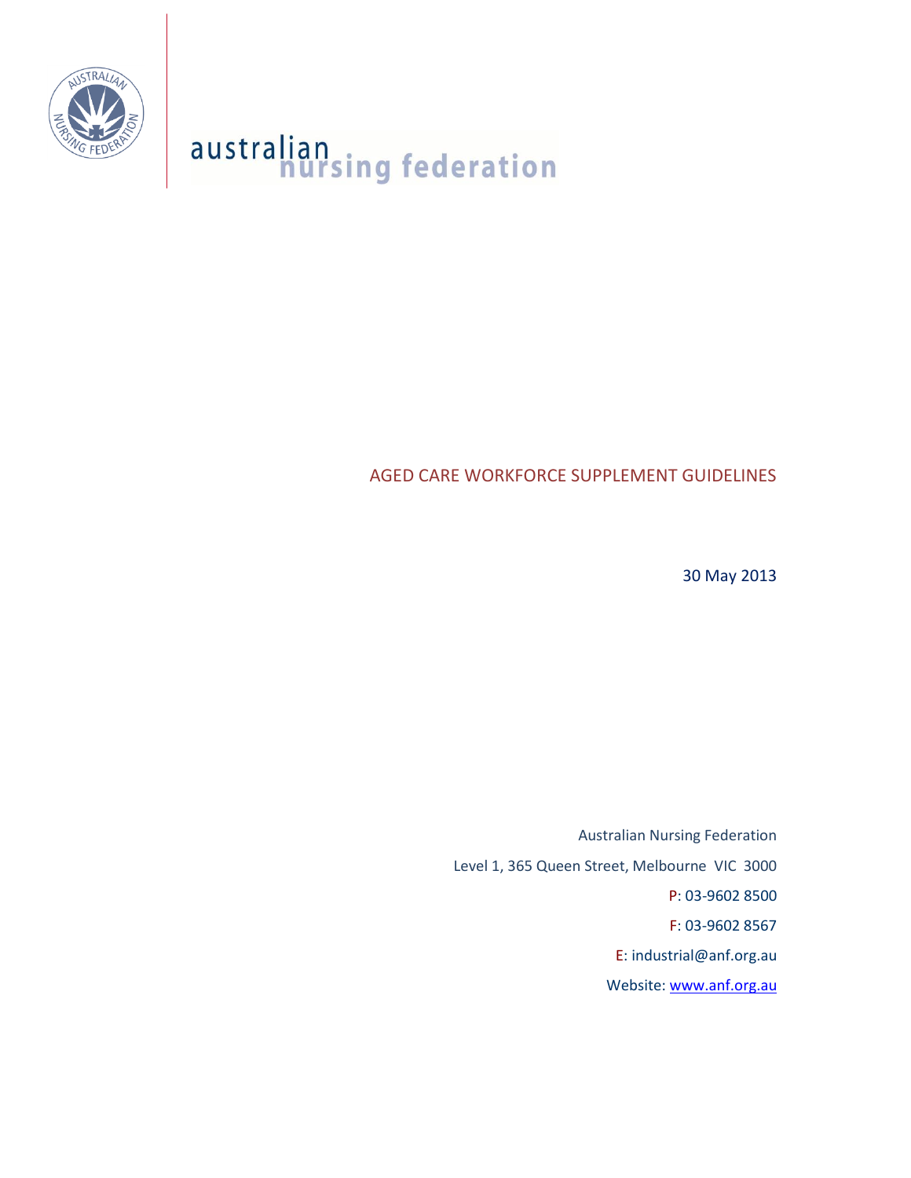australian nursing federation

# AGED CARE WORKFORCE SUPPLEMENT GUIDELINES

30 May 2013

Australian Nursing Federation

Level 1, 365 Queen Street, Melbourne VIC 3000

P: 03-9602 8500

F: 03-9602 8567

E: industrial@anf.org.au

Website: www.anf.org.au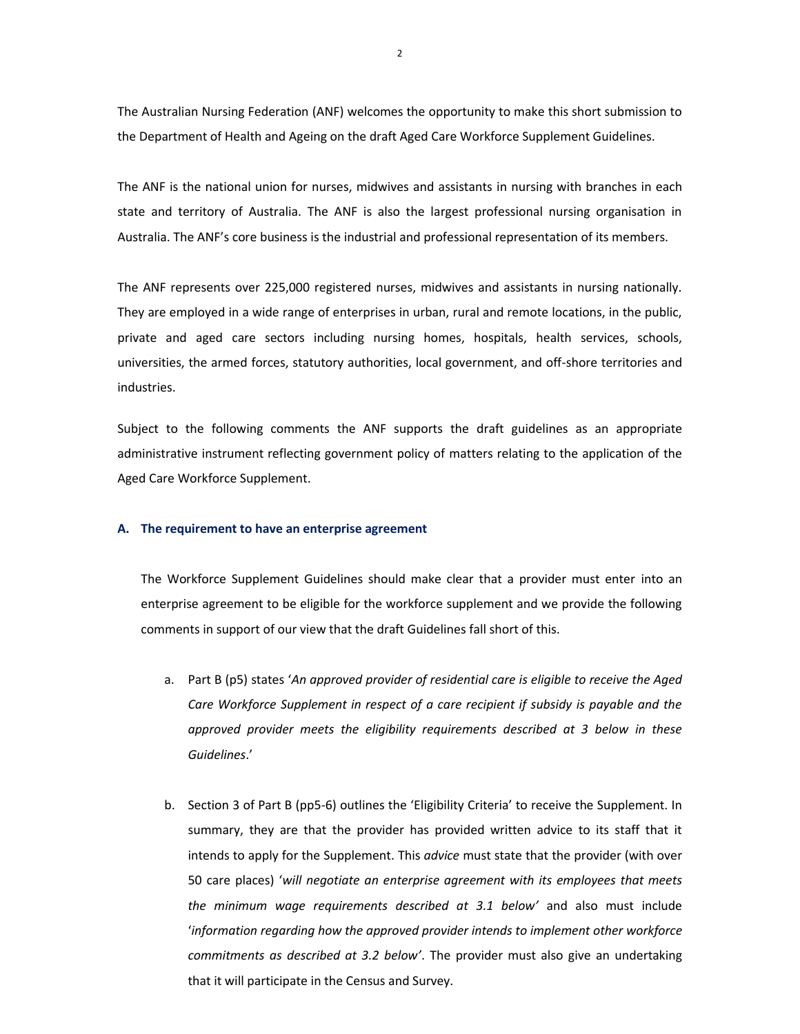The Australian Nursing Federation (ANF) welcomes the opportunity to make this short submission to the Department of Health and Ageing on the draft Aged Care Workforce Supplement Guidelines.

The ANF is the national union for nurses, midwives and assistants in nursing with branches in each state and territory of Australia. The ANF is also the largest professional nursing organisation in Australia. The ANF's core business is the industrial and professional representation of its members.

The ANF represents over 225,000 registered nurses, midwives and assistants in nursing nationally. They are employed in a wide range of enterprises in urban, rural and remote locations, in the public, private and aged care sectors including nursing homes, hospitals, health services, schools, universities, the armed forces, statutory authorities, local government, and off-shore territories and industries.

Subject to the following comments the ANF supports the draft guidelines as an appropriate administrative instrument reflecting government policy of matters relating to the application of the Aged Care Workforce Supplement.

### A. The requirement to have an enterprise agreement

The Workforce Supplement Guidelines should make clear that a provider must enter into an enterprise agreement to be eligible for the workforce supplement and we provide the following comments in support of our view that the draft Guidelines fall short of this.

a. Part B (p5) states '*An approved provider of residential care is eligible to receive the Aged Care Workforce Supplement in respect of a care recipient if subsidy is payable and the approved provider meets the eligibility requirements described at 3 below in these Guidelines*.'

b. Section 3 of Part B (pp5-6) outlines the 'Eligibility Criteria' to receive the Supplement. In summary, they are that the provider has provided written advice to its staff that it intends to apply for the Supplement. This *advice* must state that the provider (with over 50 care places) '*will negotiate an enterprise agreement with its employees that meets the minimum wage requirements described at 3.1 below'* and also must include '*information regarding how the approved provider intends to implement other workforce commitments as described at 3.2 below'*. The provider must also give an undertaking that it will participate in the Census and Survey.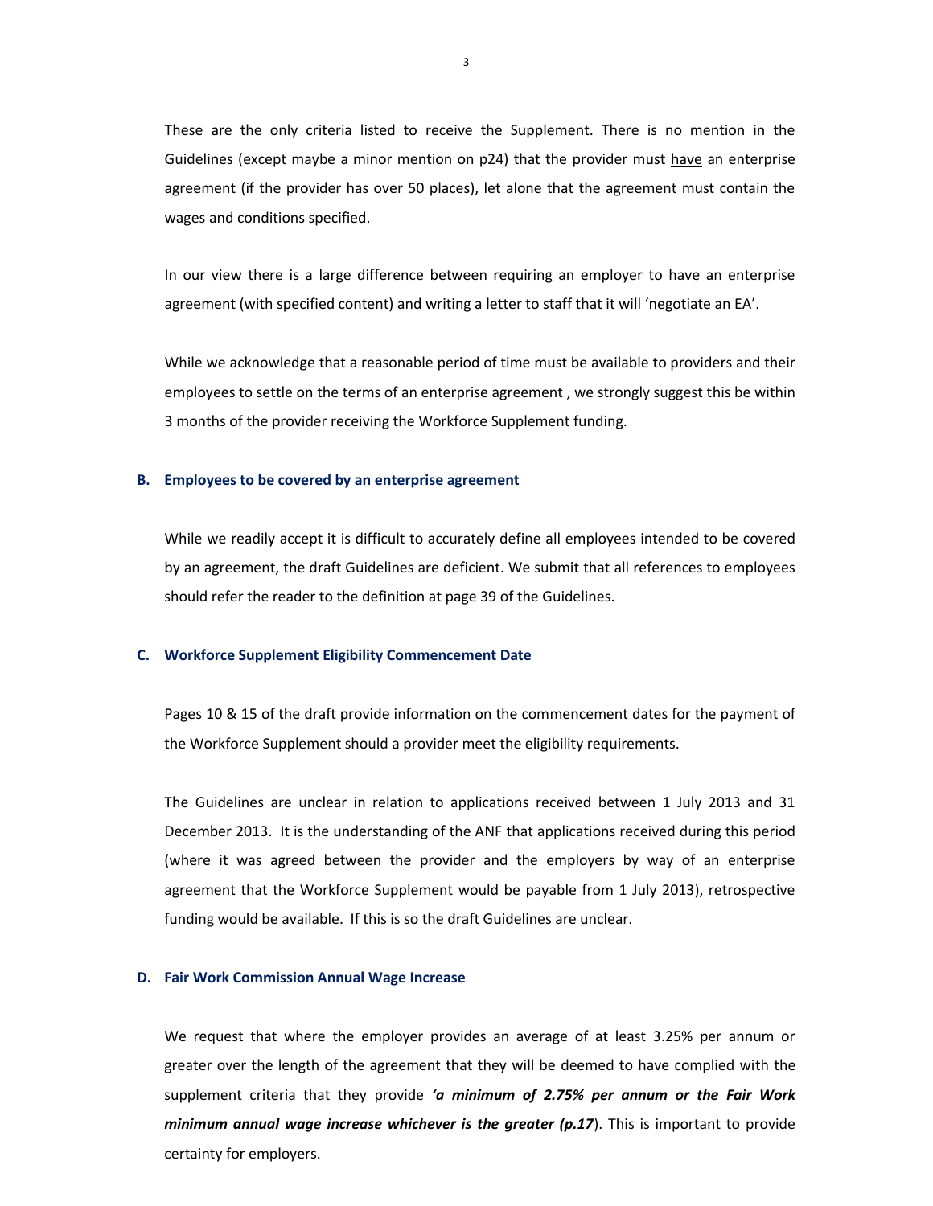These are the only criteria listed to receive the Supplement. There is no mention in the Guidelines (except maybe a minor mention on p24) that the provider must <u>have</u> an enterprise agreement (if the provider has over 50 places), let alone that the agreement must contain the wages and conditions specified.

In our view there is a large difference between requiring an employer to have an enterprise agreement (with specified content) and writing a letter to staff that it will 'negotiate an EA'.

While we acknowledge that a reasonable period of time must be available to providers and their employees to settle on the terms of an enterprise agreement , we strongly suggest this be within 3 months of the provider receiving the Workforce Supplement funding.

### B. Employees to be covered by an enterprise agreement

While we readily accept it is difficult to accurately define all employees intended to be covered by an agreement, the draft Guidelines are deficient. We submit that all references to employees should refer the reader to the definition at page 39 of the Guidelines.

### C. Workforce Supplement Eligibility Commencement Date

Pages 10 & 15 of the draft provide information on the commencement dates for the payment of the Workforce Supplement should a provider meet the eligibility requirements.

The Guidelines are unclear in relation to applications received between 1 July 2013 and 31 December 2013. It is the understanding of the ANF that applications received during this period (where it was agreed between the provider and the employers by way of an enterprise agreement that the Workforce Supplement would be payable from 1 July 2013), retrospective funding would be available. If this is so the draft Guidelines are unclear.

### D. Fair Work Commission Annual Wage Increase

We request that where the employer provides an average of at least 3.25% per annum or greater over the length of the agreement that they will be deemed to have complied with the supplement criteria that they provide ***'a minimum of 2.75% per annum or the Fair Work minimum annual wage increase whichever is the greater (p.17***). This is important to provide certainty for employers.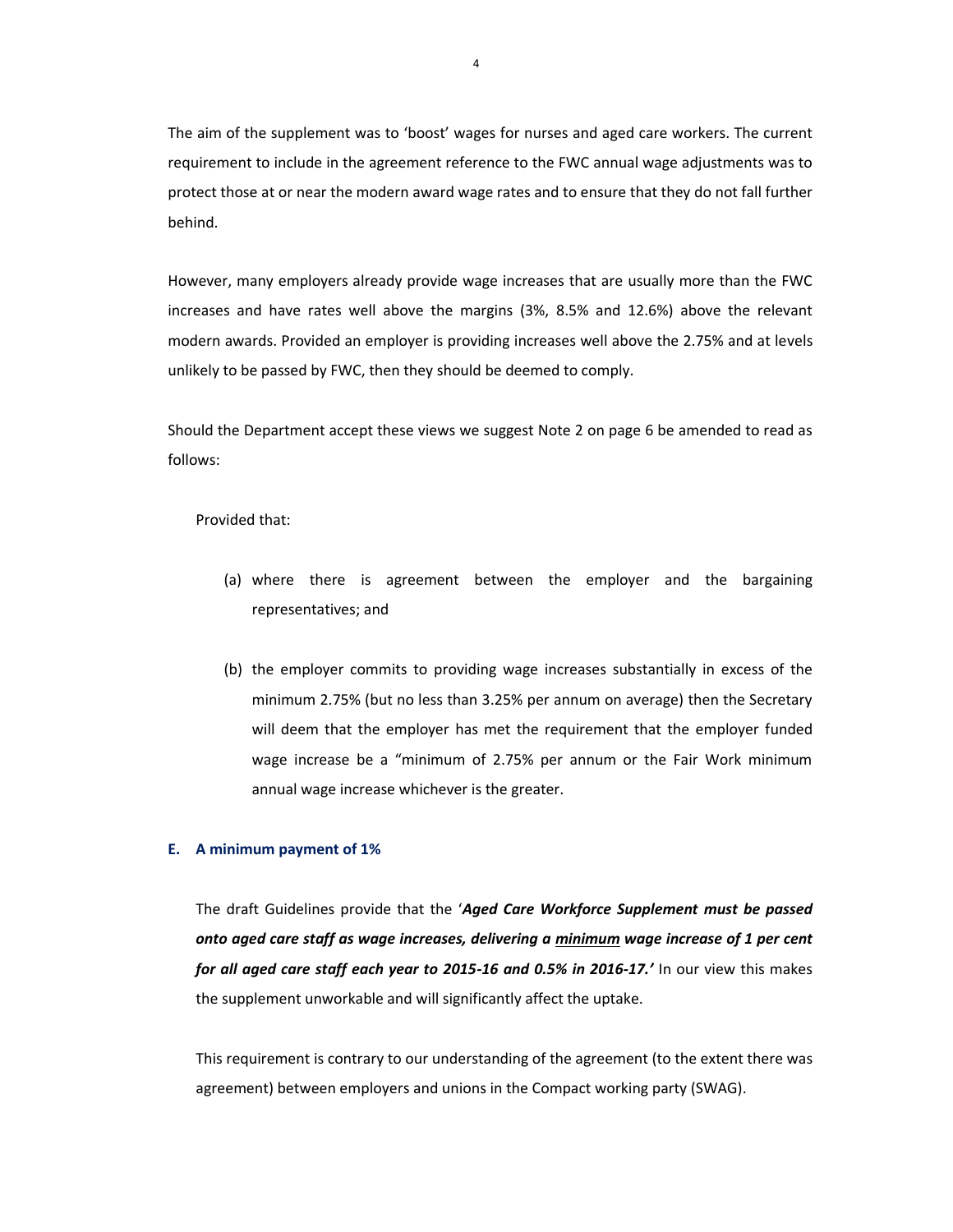The aim of the supplement was to 'boost' wages for nurses and aged care workers. The current requirement to include in the agreement reference to the FWC annual wage adjustments was to protect those at or near the modern award wage rates and to ensure that they do not fall further behind.

However, many employers already provide wage increases that are usually more than the FWC increases and have rates well above the margins (3%, 8.5% and 12.6%) above the relevant modern awards. Provided an employer is providing increases well above the 2.75% and at levels unlikely to be passed by FWC, then they should be deemed to comply.

Should the Department accept these views we suggest Note 2 on page 6 be amended to read as follows:

Provided that:

(a) where there is agreement between the employer and the bargaining representatives; and

(b) the employer commits to providing wage increases substantially in excess of the minimum 2.75% (but no less than 3.25% per annum on average) then the Secretary will deem that the employer has met the requirement that the employer funded wage increase be a "minimum of 2.75% per annum or the Fair Work minimum annual wage increase whichever is the greater.

### E. A minimum payment of 1%

The draft Guidelines provide that the '***Aged Care Workforce Supplement must be passed onto aged care staff as wage increases, delivering a <u>minimum</u> wage increase of 1 per cent for all aged care staff each year to 2015-16 and 0.5% in 2016-17.'*** In our view this makes the supplement unworkable and will significantly affect the uptake.

This requirement is contrary to our understanding of the agreement (to the extent there was agreement) between employers and unions in the Compact working party (SWAG).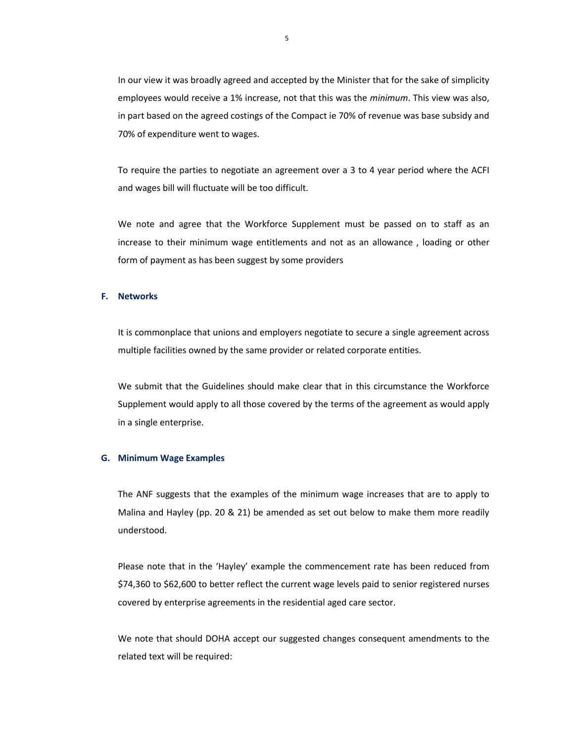In our view it was broadly agreed and accepted by the Minister that for the sake of simplicity employees would receive a 1% increase, not that this was the *minimum*. This view was also, in part based on the agreed costings of the Compact ie 70% of revenue was base subsidy and 70% of expenditure went to wages.

To require the parties to negotiate an agreement over a 3 to 4 year period where the ACFI and wages bill will fluctuate will be too difficult.

We note and agree that the Workforce Supplement must be passed on to staff as an increase to their minimum wage entitlements and not as an allowance , loading or other form of payment as has been suggest by some providers

## F. Networks

It is commonplace that unions and employers negotiate to secure a single agreement across multiple facilities owned by the same provider or related corporate entities.

We submit that the Guidelines should make clear that in this circumstance the Workforce Supplement would apply to all those covered by the terms of the agreement as would apply in a single enterprise.

## G. Minimum Wage Examples

The ANF suggests that the examples of the minimum wage increases that are to apply to Malina and Hayley (pp. 20 & 21) be amended as set out below to make them more readily understood.

Please note that in the 'Hayley' example the commencement rate has been reduced from $74,360 to $62,600 to better reflect the current wage levels paid to senior registered nurses covered by enterprise agreements in the residential aged care sector.

We note that should DOHA accept our suggested changes consequent amendments to the related text will be required: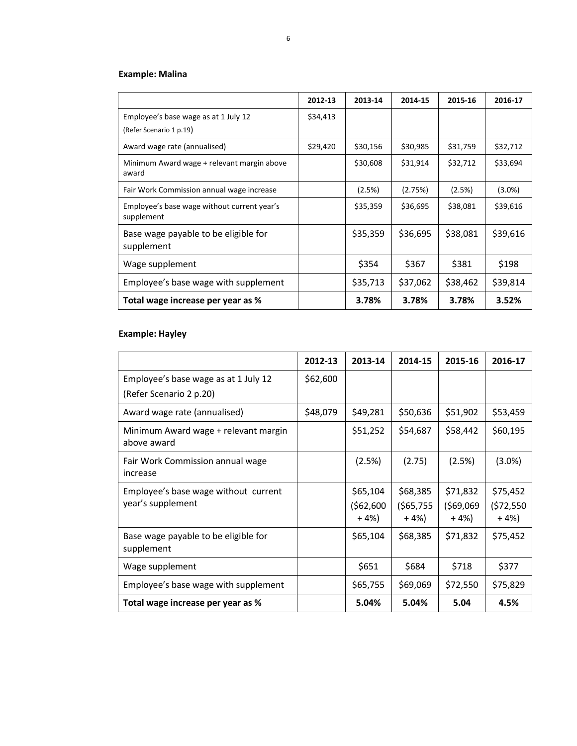**Example: Malina**

| | 2012-13 | 2013-14 | 2014-15 | 2015-16 | 2016-17 |
|---|---|---|---|---|---|
| Employee's base wage as at 1 July 12 (Refer Scenario 1 p.19) | $34,413 | | | | |
| Award wage rate (annualised) | $29,420 | $30,156 | $30,985 | $31,759 | $32,712 |
| Minimum Award wage + relevant margin above award | | $30,608 | $31,914 | $32,712 | $33,694 |
| Fair Work Commission annual wage increase | | (2.5%) | (2.75%) | (2.5%) | (3.0%) |
| Employee's base wage without current year's supplement | | $35,359 | $36,695 | $38,081 | $39,616 |
| Base wage payable to be eligible for supplement | | $35,359 | $36,695 | $38,081 | $39,616 |
| Wage supplement | | $354 | $367 | $381 | $198 |
| Employee's base wage with supplement | | $35,713 | $37,062 | $38,462 | $39,814 |
| **Total wage increase per year as %** | | **3.78%** | **3.78%** | **3.78%** | **3.52%** |

**Example: Hayley**

| | 2012-13 | 2013-14 | 2014-15 | 2015-16 | 2016-17 |
|---|---|---|---|---|---|
| Employee's base wage as at 1 July 12 (Refer Scenario 2 p.20) | $62,600 | | | | |
| Award wage rate (annualised) | $48,079 | $49,281 | $50,636 | $51,902 | $53,459 |
| Minimum Award wage + relevant margin above award | | $51,252 | $54,687 | $58,442 | $60,195 |
| Fair Work Commission annual wage increase | | (2.5%) | (2.75) | (2.5%) | (3.0%) |
| Employee's base wage without current year's supplement | | $65,104 ($62,600 + 4%) | $68,385 ($65,755 + 4%) | $71,832 ($69,069 + 4%) | $75,452 ($72,550 + 4%) |
| Base wage payable to be eligible for supplement | | $65,104 | $68,385 | $71,832 | $75,452 |
| Wage supplement | | $651 | $684 | $718 | $377 |
| Employee's base wage with supplement | | $65,755 | $69,069 | $72,550 | $75,829 |
| **Total wage increase per year as %** | | **5.04%** | **5.04%** | **5.04** | **4.5%** |